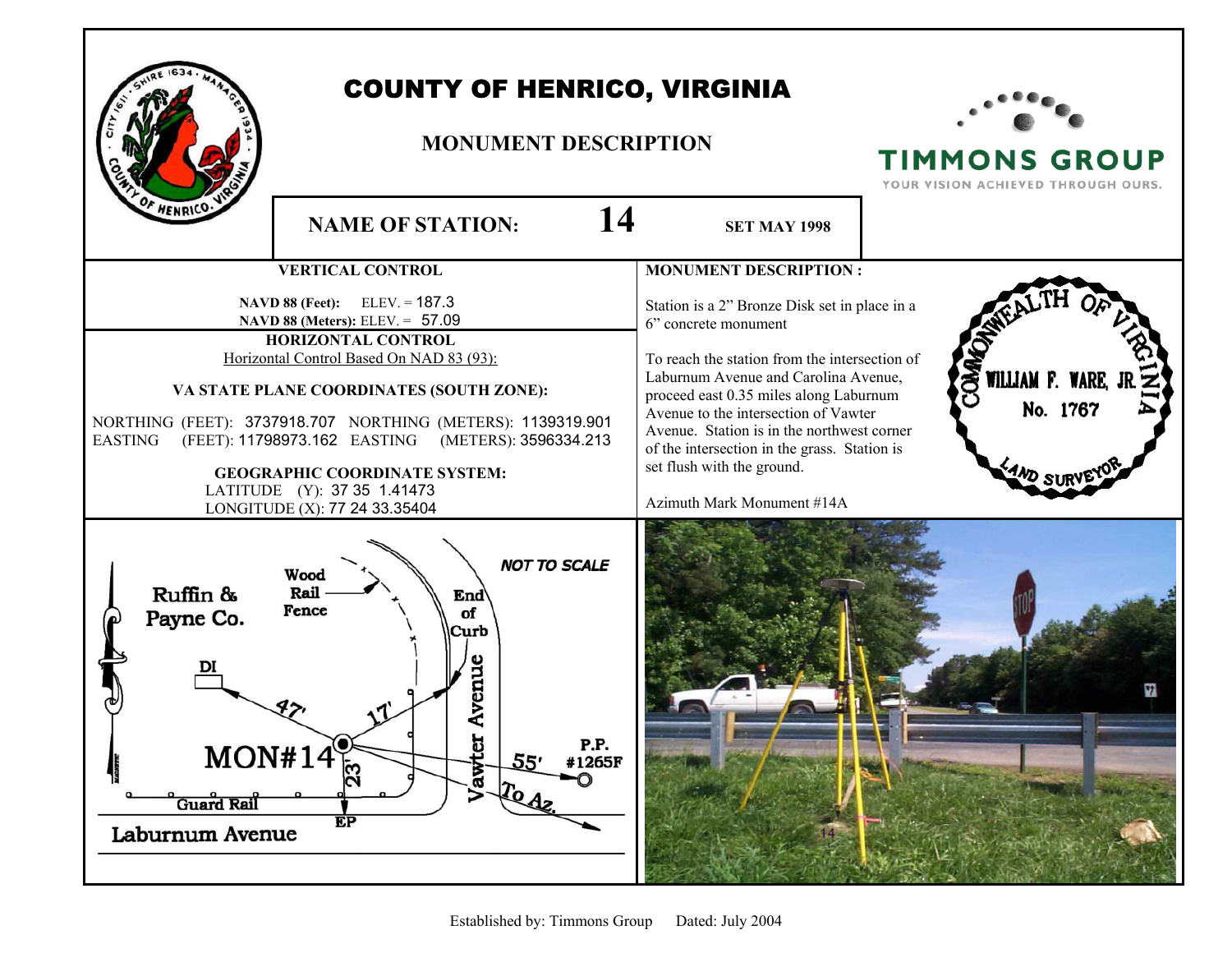# COUNTY OF HENRICO, VIRGINIA

## MONUMENT DESCRIPTION

TIMMONS GROUP
YOUR VISION ACHIEVED THROUGH OURS.

**NAME OF STATION:** 14 **SET MAY 1998**

### VERTICAL CONTROL

**NAVD 88 (Feet):** ELEV. = 187.3
**NAVD 88 (Meters):** ELEV. = 57.09

### HORIZONTAL CONTROL

Horizontal Control Based On NAD 83 (93):

**VA STATE PLANE COORDINATES (SOUTH ZONE):**

NORTHING (FEET): 3737918.707 NORTHING (METERS): 1139319.901
EASTING (FEET): 11798973.162 EASTING (METERS): 3596334.213

**GEOGRAPHIC COORDINATE SYSTEM:**

LATITUDE (Y): 37 35 1.41473
LONGITUDE (X): 77 24 33.35404

### MONUMENT DESCRIPTION :

Station is a 2" Bronze Disk set in place in a 6" concrete monument

To reach the station from the intersection of Laburnum Avenue and Carolina Avenue, proceed east 0.35 miles along Laburnum Avenue to the intersection of Vawter Avenue. Station is in the northwest corner of the intersection in the grass. Station is set flush with the ground.

Azimuth Mark Monument #14A

COMMONWEALTH OF VIRGINIA
WILLIAM F. WARE, JR.
No. 1767
LAND SURVEYOR

*NOT TO SCALE*

Ruffin & Payne Co.
Wood Rail Fence
End of Curb
DI
47'
17'
MON#14
23'
55'
P.P. #1265F
To Az.
Guard Rail
EP
Vawter Avenue
Laburnum Avenue

Established by: Timmons Group Dated: July 2004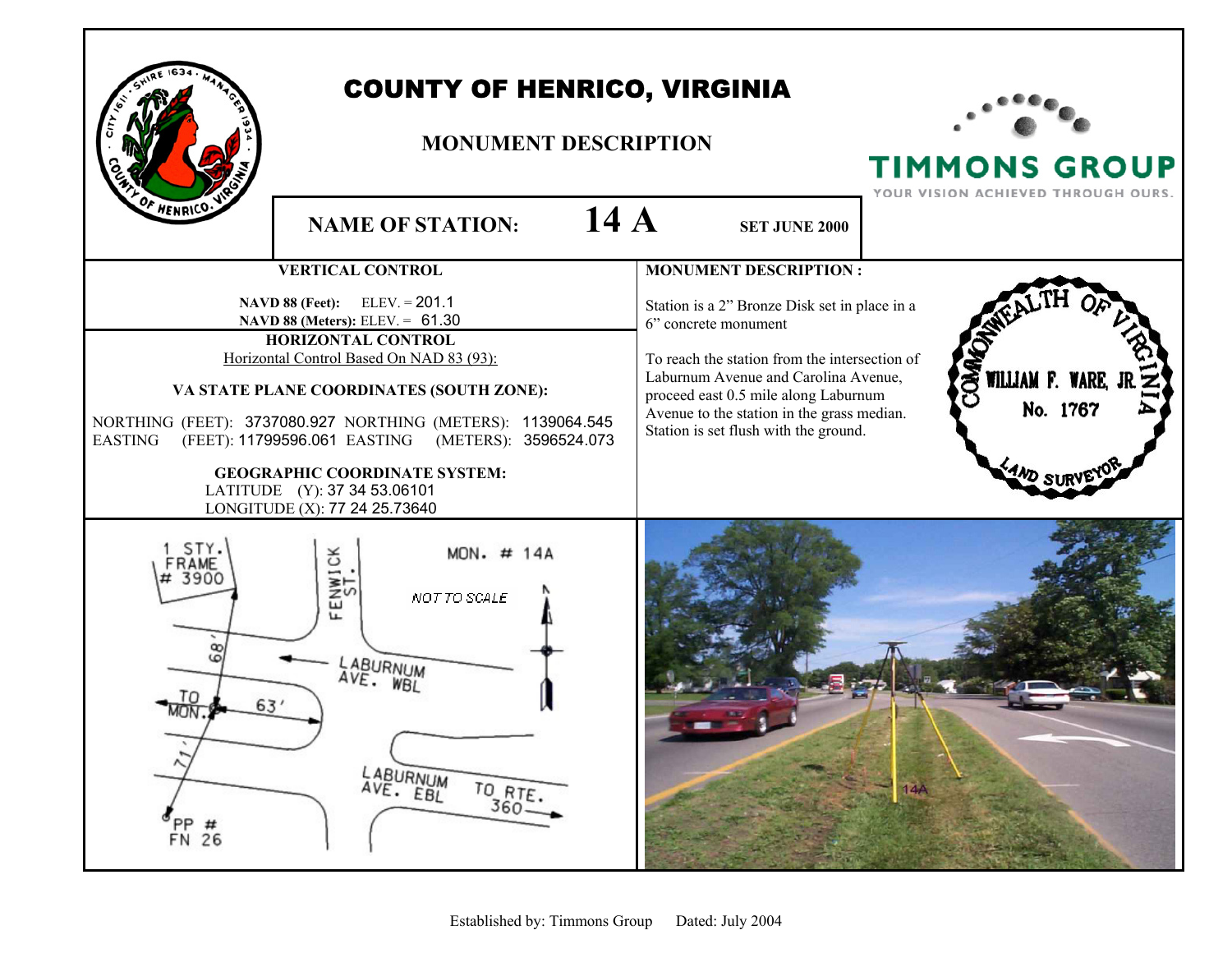# COUNTY OF HENRICO, VIRGINIA

## MONUMENT DESCRIPTION

TIMMONS GROUP
YOUR VISION ACHIEVED THROUGH OURS.

**NAME OF STATION:** **14 A** **SET JUNE 2000**

### VERTICAL CONTROL

**NAVD 88 (Feet):** ELEV. = 201.1
**NAVD 88 (Meters):** ELEV. = 61.30

### HORIZONTAL CONTROL

Horizontal Control Based On NAD 83 (93):

**VA STATE PLANE COORDINATES (SOUTH ZONE):**

NORTHING (FEET): 3737080.927 NORTHING (METERS): 1139064.545
EASTING (FEET): 11799596.061 EASTING (METERS): 3596524.073

**GEOGRAPHIC COORDINATE SYSTEM:**

LATITUDE (Y): 37 34 53.06101
LONGITUDE (X): 77 24 25.73640

### MONUMENT DESCRIPTION :

Station is a 2" Bronze Disk set in place in a 6" concrete monument

To reach the station from the intersection of Laburnum Avenue and Carolina Avenue, proceed east 0.5 mile along Laburnum Avenue to the station in the grass median. Station is set flush with the ground.

COMMONWEALTH OF VIRGINIA
WILLIAM F. WARE, JR.
No. 1767
LAND SURVEYOR

MON. # 14A
NOT TO SCALE
1 STY. FRAME # 3900
FENWICK ST.
68'
LABURNUM AVE. WBL
TO MON.
63'
71'
LABURNUM AVE. EBL
TO RTE. 360
PP # FN 26

14A

Established by: Timmons Group Dated: July 2004